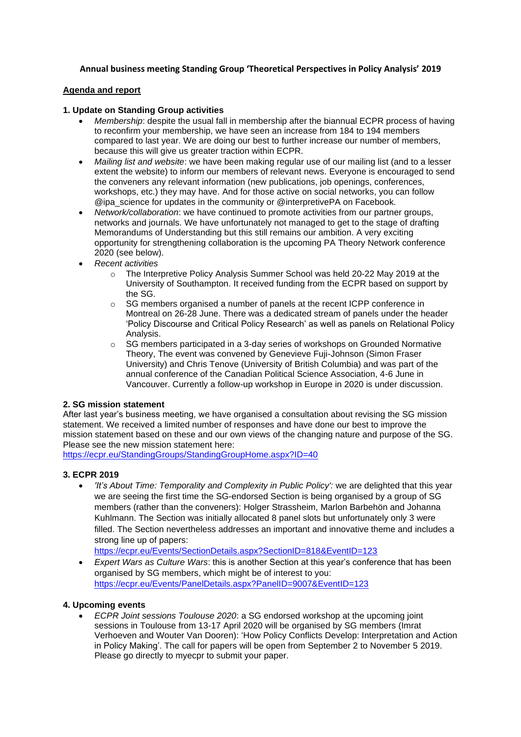**Annual business meeting Standing Group 'Theoretical Perspectives in Policy Analysis' 2019**

**Agenda and report**

**1. Update on Standing Group activities**

- *Membership*: despite the usual fall in membership after the biannual ECPR process of having to reconfirm your membership, we have seen an increase from 184 to 194 members compared to last year. We are doing our best to further increase our number of members, because this will give us greater traction within ECPR.
- *Mailing list and website*: we have been making regular use of our mailing list (and to a lesser extent the website) to inform our members of relevant news. Everyone is encouraged to send the conveners any relevant information (new publications, job openings, conferences, workshops, etc.) they may have. And for those active on social networks, you can follow @ipa_science for updates in the community or @interpretivePA on Facebook.
- *Network/collaboration*: we have continued to promote activities from our partner groups, networks and journals. We have unfortunately not managed to get to the stage of drafting Memorandums of Understanding but this still remains our ambition. A very exciting opportunity for strengthening collaboration is the upcoming PA Theory Network conference 2020 (see below).
- *Recent activities*
    - The Interpretive Policy Analysis Summer School was held 20-22 May 2019 at the University of Southampton. It received funding from the ECPR based on support by the SG.
    - SG members organised a number of panels at the recent ICPP conference in Montreal on 26-28 June. There was a dedicated stream of panels under the header 'Policy Discourse and Critical Policy Research' as well as panels on Relational Policy Analysis.
    - SG members participated in a 3-day series of workshops on Grounded Normative Theory, The event was convened by Genevieve Fuji-Johnson (Simon Fraser University) and Chris Tenove (University of British Columbia) and was part of the annual conference of the Canadian Political Science Association, 4-6 June in Vancouver. Currently a follow-up workshop in Europe in 2020 is under discussion.

**2. SG mission statement**

After last year's business meeting, we have organised a consultation about revising the SG mission statement. We received a limited number of responses and have done our best to improve the mission statement based on these and our own views of the changing nature and purpose of the SG. Please see the new mission statement here:
https://ecpr.eu/StandingGroups/StandingGroupHome.aspx?ID=40

**3. ECPR 2019**

- *'It's About Time: Temporality and Complexity in Public Policy':* we are delighted that this year we are seeing the first time the SG-endorsed Section is being organised by a group of SG members (rather than the conveners): Holger Strassheim, Marlon Barbehön and Johanna Kuhlmann. The Section was initially allocated 8 panel slots but unfortunately only 3 were filled. The Section nevertheless addresses an important and innovative theme and includes a strong line up of papers:
https://ecpr.eu/Events/SectionDetails.aspx?SectionID=818&EventID=123
- *Expert Wars as Culture Wars*: this is another Section at this year's conference that has been organised by SG members, which might be of interest to you:
https://ecpr.eu/Events/PanelDetails.aspx?PanelID=9007&EventID=123

**4. Upcoming events**

- *ECPR Joint sessions Toulouse 2020*: a SG endorsed workshop at the upcoming joint sessions in Toulouse from 13-17 April 2020 will be organised by SG members (Imrat Verhoeven and Wouter Van Dooren): 'How Policy Conflicts Develop: Interpretation and Action in Policy Making'. The call for papers will be open from September 2 to November 5 2019. Please go directly to myecpr to submit your paper.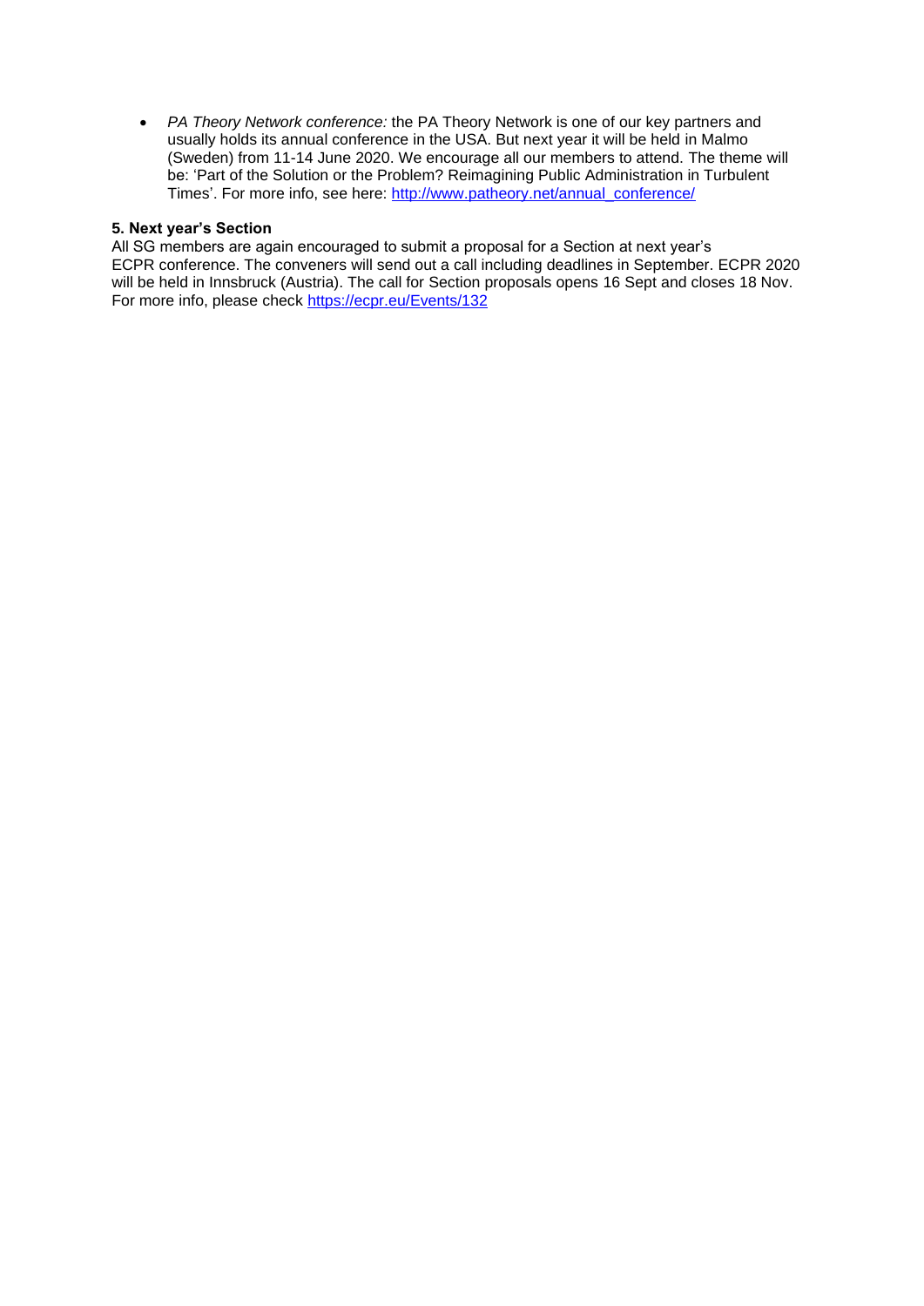- *PA Theory Network conference:* the PA Theory Network is one of our key partners and usually holds its annual conference in the USA. But next year it will be held in Malmo (Sweden) from 11-14 June 2020. We encourage all our members to attend. The theme will be: 'Part of the Solution or the Problem? Reimagining Public Administration in Turbulent Times'. For more info, see here: [http://www.patheory.net/annual_conference/](http://www.patheory.net/annual_conference/)

**5. Next year's Section**

All SG members are again encouraged to submit a proposal for a Section at next year's ECPR conference. The conveners will send out a call including deadlines in September. ECPR 2020 will be held in Innsbruck (Austria). The call for Section proposals opens 16 Sept and closes 18 Nov. For more info, please check [https://ecpr.eu/Events/132](https://ecpr.eu/Events/132)